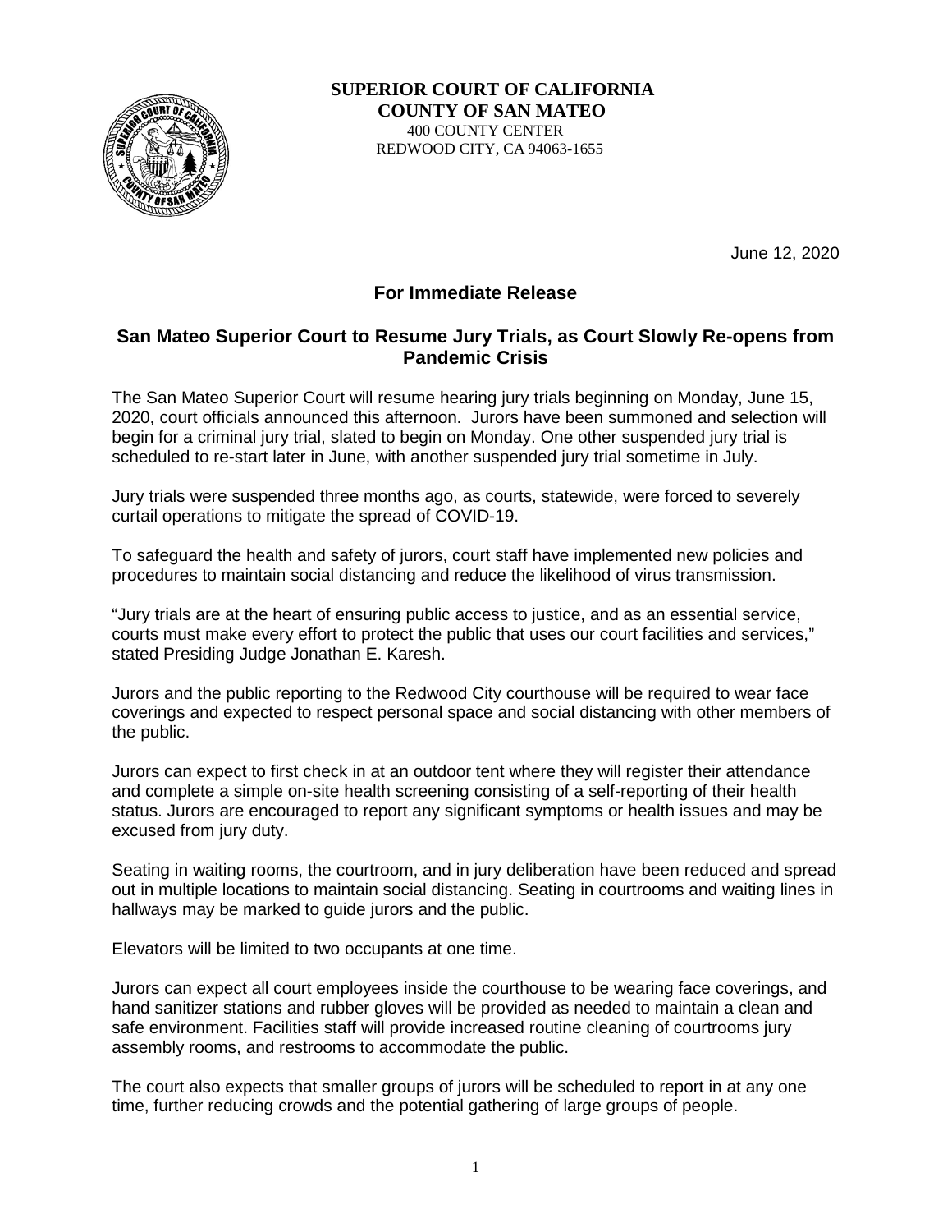**SUPERIOR COURT OF CALIFORNIA**
**COUNTY OF SAN MATEO**
400 COUNTY CENTER
REDWOOD CITY, CA 94063-1655

June 12, 2020

## For Immediate Release

## San Mateo Superior Court to Resume Jury Trials, as Court Slowly Re-opens from Pandemic Crisis

The San Mateo Superior Court will resume hearing jury trials beginning on Monday, June 15, 2020, court officials announced this afternoon. Jurors have been summoned and selection will begin for a criminal jury trial, slated to begin on Monday. One other suspended jury trial is scheduled to re-start later in June, with another suspended jury trial sometime in July.

Jury trials were suspended three months ago, as courts, statewide, were forced to severely curtail operations to mitigate the spread of COVID-19.

To safeguard the health and safety of jurors, court staff have implemented new policies and procedures to maintain social distancing and reduce the likelihood of virus transmission.

“Jury trials are at the heart of ensuring public access to justice, and as an essential service, courts must make every effort to protect the public that uses our court facilities and services,” stated Presiding Judge Jonathan E. Karesh.

Jurors and the public reporting to the Redwood City courthouse will be required to wear face coverings and expected to respect personal space and social distancing with other members of the public.

Jurors can expect to first check in at an outdoor tent where they will register their attendance and complete a simple on-site health screening consisting of a self-reporting of their health status. Jurors are encouraged to report any significant symptoms or health issues and may be excused from jury duty.

Seating in waiting rooms, the courtroom, and in jury deliberation have been reduced and spread out in multiple locations to maintain social distancing. Seating in courtrooms and waiting lines in hallways may be marked to guide jurors and the public.

Elevators will be limited to two occupants at one time.

Jurors can expect all court employees inside the courthouse to be wearing face coverings, and hand sanitizer stations and rubber gloves will be provided as needed to maintain a clean and safe environment. Facilities staff will provide increased routine cleaning of courtrooms jury assembly rooms, and restrooms to accommodate the public.

The court also expects that smaller groups of jurors will be scheduled to report in at any one time, further reducing crowds and the potential gathering of large groups of people.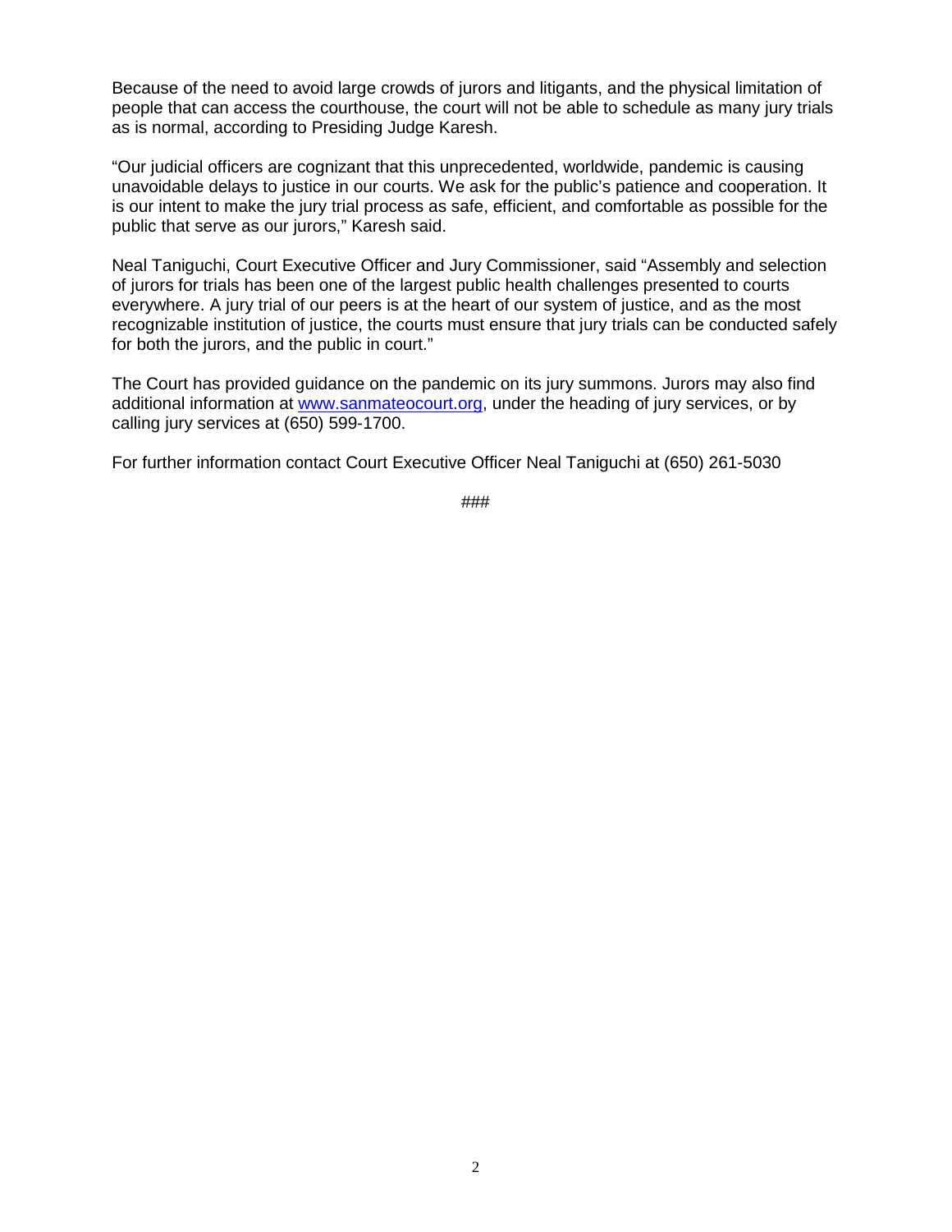Because of the need to avoid large crowds of jurors and litigants, and the physical limitation of people that can access the courthouse, the court will not be able to schedule as many jury trials as is normal, according to Presiding Judge Karesh.

"Our judicial officers are cognizant that this unprecedented, worldwide, pandemic is causing unavoidable delays to justice in our courts. We ask for the public's patience and cooperation. It is our intent to make the jury trial process as safe, efficient, and comfortable as possible for the public that serve as our jurors," Karesh said.

Neal Taniguchi, Court Executive Officer and Jury Commissioner, said "Assembly and selection of jurors for trials has been one of the largest public health challenges presented to courts everywhere. A jury trial of our peers is at the heart of our system of justice, and as the most recognizable institution of justice, the courts must ensure that jury trials can be conducted safely for both the jurors, and the public in court."

The Court has provided guidance on the pandemic on its jury summons. Jurors may also find additional information at [www.sanmateocourt.org](http://www.sanmateocourt.org), under the heading of jury services, or by calling jury services at (650) 599-1700.

For further information contact Court Executive Officer Neal Taniguchi at (650) 261-5030

###